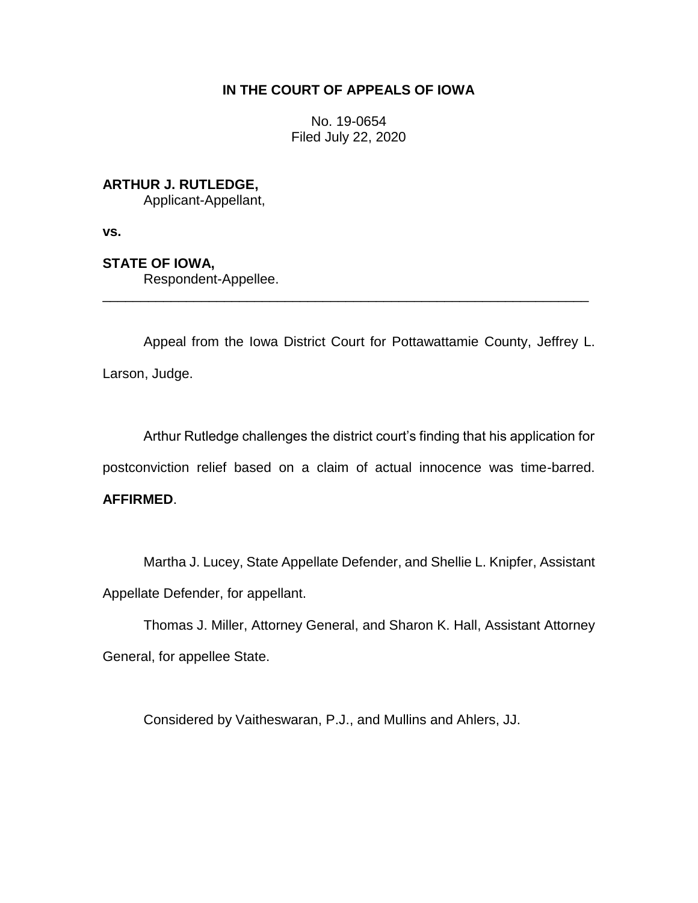**IN THE COURT OF APPEALS OF IOWA**

No. 19-0654
Filed July 22, 2020

**ARTHUR J. RUTLEDGE,**
Applicant-Appellant,

**vs.**

**STATE OF IOWA,**
Respondent-Appellee.

---

Appeal from the Iowa District Court for Pottawattamie County, Jeffrey L. Larson, Judge.

Arthur Rutledge challenges the district court's finding that his application for postconviction relief based on a claim of actual innocence was time-barred. **AFFIRMED**.

Martha J. Lucey, State Appellate Defender, and Shellie L. Knipfer, Assistant Appellate Defender, for appellant.

Thomas J. Miller, Attorney General, and Sharon K. Hall, Assistant Attorney General, for appellee State.

Considered by Vaitheswaran, P.J., and Mullins and Ahlers, JJ.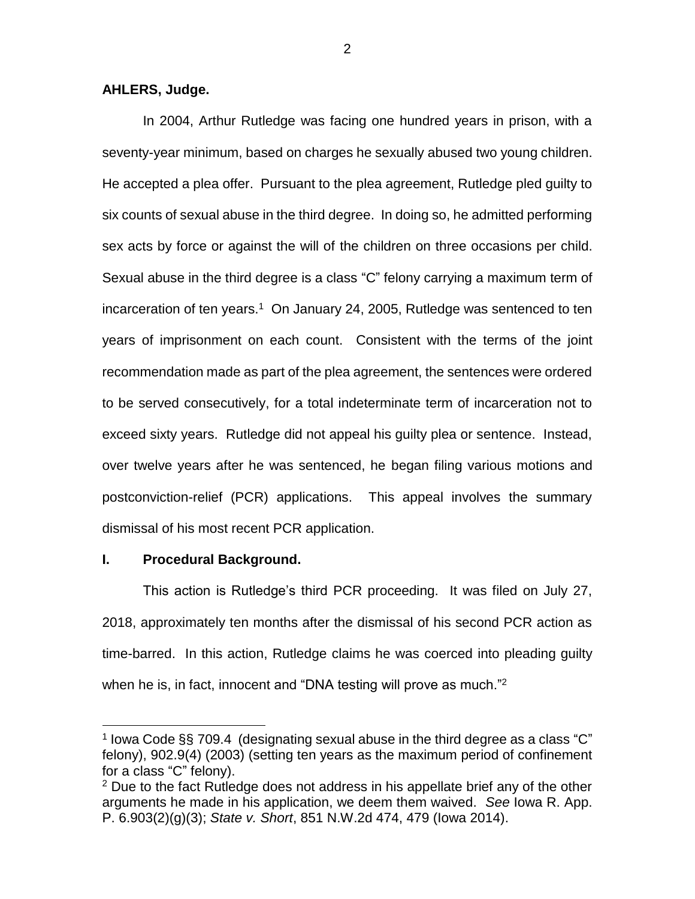**AHLERS, Judge.**

In 2004, Arthur Rutledge was facing one hundred years in prison, with a seventy-year minimum, based on charges he sexually abused two young children. He accepted a plea offer. Pursuant to the plea agreement, Rutledge pled guilty to six counts of sexual abuse in the third degree. In doing so, he admitted performing sex acts by force or against the will of the children on three occasions per child. Sexual abuse in the third degree is a class "C" felony carrying a maximum term of incarceration of ten years.[1] On January 24, 2005, Rutledge was sentenced to ten years of imprisonment on each count. Consistent with the terms of the joint recommendation made as part of the plea agreement, the sentences were ordered to be served consecutively, for a total indeterminate term of incarceration not to exceed sixty years. Rutledge did not appeal his guilty plea or sentence. Instead, over twelve years after he was sentenced, he began filing various motions and postconviction-relief (PCR) applications. This appeal involves the summary dismissal of his most recent PCR application.

## I. Procedural Background.

This action is Rutledge's third PCR proceeding. It was filed on July 27, 2018, approximately ten months after the dismissal of his second PCR action as time-barred. In this action, Rutledge claims he was coerced into pleading guilty when he is, in fact, innocent and "DNA testing will prove as much."[2]

---

[1] Iowa Code §§ 709.4 (designating sexual abuse in the third degree as a class "C" felony), 902.9(4) (2003) (setting ten years as the maximum period of confinement for a class "C" felony).

[2] Due to the fact Rutledge does not address in his appellate brief any of the other arguments he made in his application, we deem them waived. *See* Iowa R. App. P. 6.903(2)(g)(3); *State v. Short*, 851 N.W.2d 474, 479 (Iowa 2014).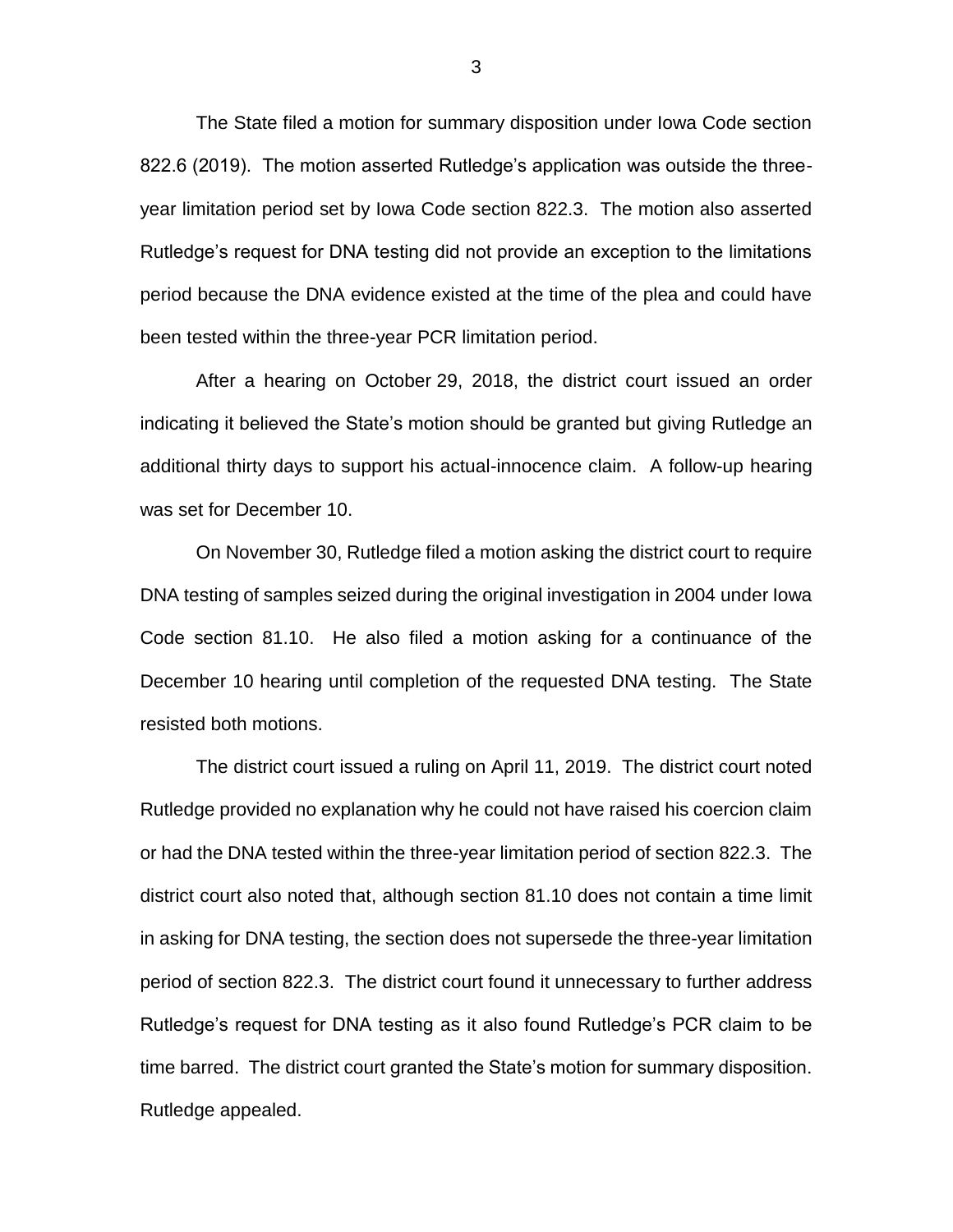The State filed a motion for summary disposition under Iowa Code section 822.6 (2019). The motion asserted Rutledge's application was outside the three-year limitation period set by Iowa Code section 822.3. The motion also asserted Rutledge's request for DNA testing did not provide an exception to the limitations period because the DNA evidence existed at the time of the plea and could have been tested within the three-year PCR limitation period.

After a hearing on October 29, 2018, the district court issued an order indicating it believed the State's motion should be granted but giving Rutledge an additional thirty days to support his actual-innocence claim. A follow-up hearing was set for December 10.

On November 30, Rutledge filed a motion asking the district court to require DNA testing of samples seized during the original investigation in 2004 under Iowa Code section 81.10. He also filed a motion asking for a continuance of the December 10 hearing until completion of the requested DNA testing. The State resisted both motions.

The district court issued a ruling on April 11, 2019. The district court noted Rutledge provided no explanation why he could not have raised his coercion claim or had the DNA tested within the three-year limitation period of section 822.3. The district court also noted that, although section 81.10 does not contain a time limit in asking for DNA testing, the section does not supersede the three-year limitation period of section 822.3. The district court found it unnecessary to further address Rutledge's request for DNA testing as it also found Rutledge's PCR claim to be time barred. The district court granted the State's motion for summary disposition. Rutledge appealed.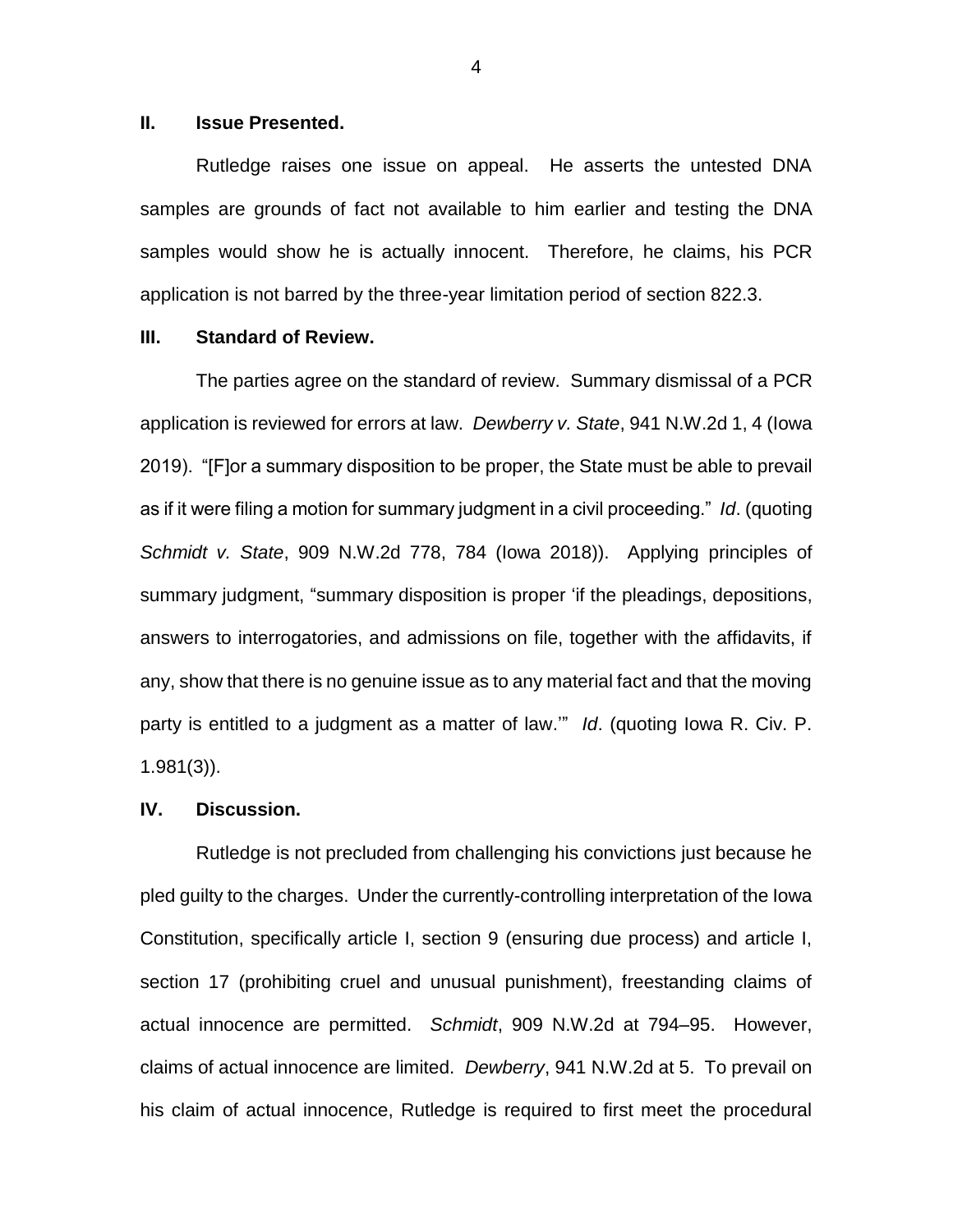## II. Issue Presented.

Rutledge raises one issue on appeal. He asserts the untested DNA samples are grounds of fact not available to him earlier and testing the DNA samples would show he is actually innocent. Therefore, he claims, his PCR application is not barred by the three-year limitation period of section 822.3.

## III. Standard of Review.

The parties agree on the standard of review. Summary dismissal of a PCR application is reviewed for errors at law. *Dewberry v. State*, 941 N.W.2d 1, 4 (Iowa 2019). "[F]or a summary disposition to be proper, the State must be able to prevail as if it were filing a motion for summary judgment in a civil proceeding." *Id*. (quoting *Schmidt v. State*, 909 N.W.2d 778, 784 (Iowa 2018)). Applying principles of summary judgment, "summary disposition is proper 'if the pleadings, depositions, answers to interrogatories, and admissions on file, together with the affidavits, if any, show that there is no genuine issue as to any material fact and that the moving party is entitled to a judgment as a matter of law.'" *Id*. (quoting Iowa R. Civ. P. 1.981(3)).

## IV. Discussion.

Rutledge is not precluded from challenging his convictions just because he pled guilty to the charges. Under the currently-controlling interpretation of the Iowa Constitution, specifically article I, section 9 (ensuring due process) and article I, section 17 (prohibiting cruel and unusual punishment), freestanding claims of actual innocence are permitted. *Schmidt*, 909 N.W.2d at 794–95. However, claims of actual innocence are limited. *Dewberry*, 941 N.W.2d at 5. To prevail on his claim of actual innocence, Rutledge is required to first meet the procedural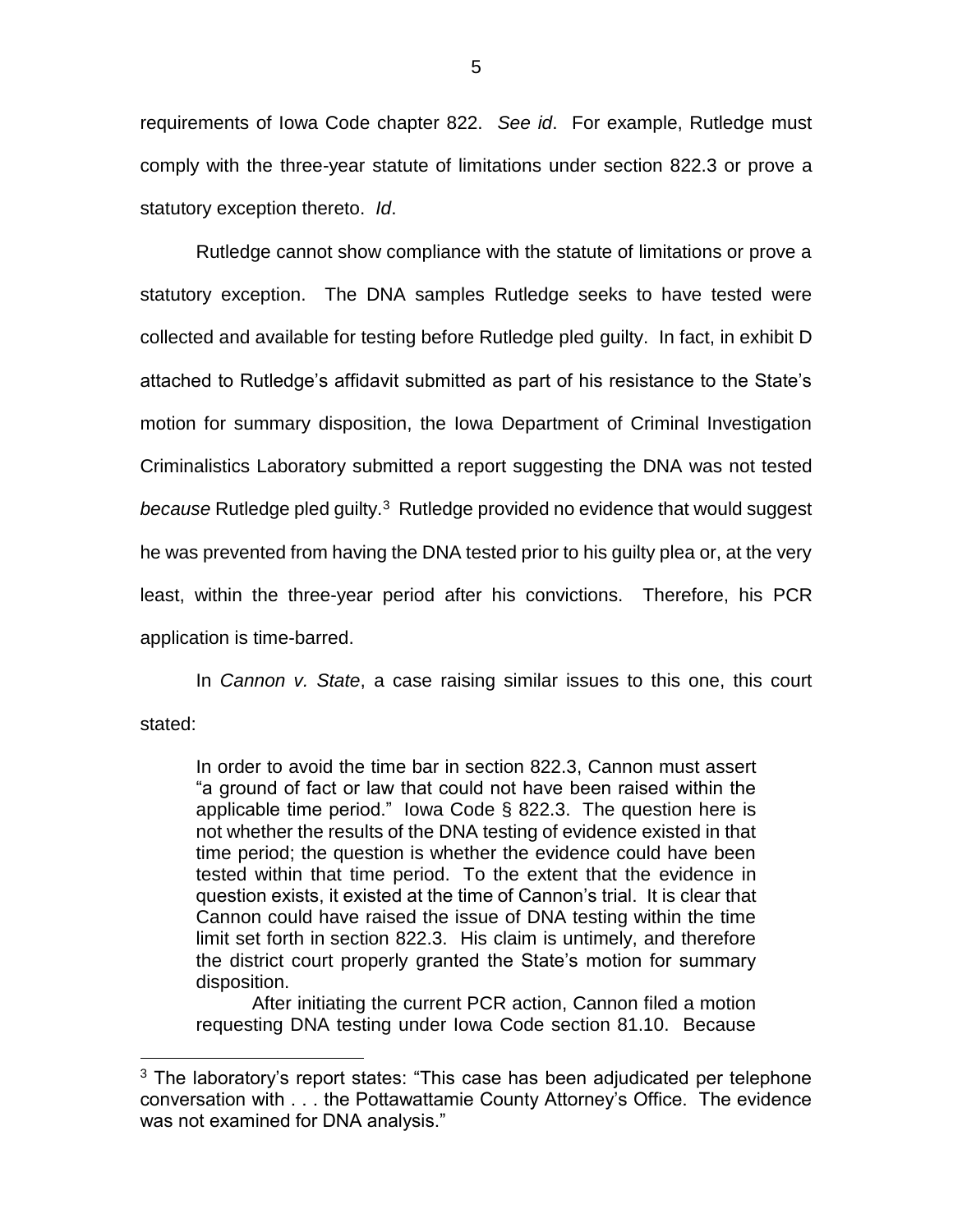requirements of Iowa Code chapter 822. *See id*. For example, Rutledge must comply with the three-year statute of limitations under section 822.3 or prove a statutory exception thereto. *Id*.

Rutledge cannot show compliance with the statute of limitations or prove a statutory exception. The DNA samples Rutledge seeks to have tested were collected and available for testing before Rutledge pled guilty. In fact, in exhibit D attached to Rutledge's affidavit submitted as part of his resistance to the State's motion for summary disposition, the Iowa Department of Criminal Investigation Criminalistics Laboratory submitted a report suggesting the DNA was not tested *because* Rutledge pled guilty.[3] Rutledge provided no evidence that would suggest he was prevented from having the DNA tested prior to his guilty plea or, at the very least, within the three-year period after his convictions. Therefore, his PCR application is time-barred.

In *Cannon v. State*, a case raising similar issues to this one, this court stated:

> In order to avoid the time bar in section 822.3, Cannon must assert "a ground of fact or law that could not have been raised within the applicable time period." Iowa Code § 822.3. The question here is not whether the results of the DNA testing of evidence existed in that time period; the question is whether the evidence could have been tested within that time period. To the extent that the evidence in question exists, it existed at the time of Cannon's trial. It is clear that Cannon could have raised the issue of DNA testing within the time limit set forth in section 822.3. His claim is untimely, and therefore the district court properly granted the State's motion for summary disposition.
>
> After initiating the current PCR action, Cannon filed a motion requesting DNA testing under Iowa Code section 81.10. Because

[3] The laboratory's report states: "This case has been adjudicated per telephone conversation with . . . the Pottawattamie County Attorney's Office. The evidence was not examined for DNA analysis."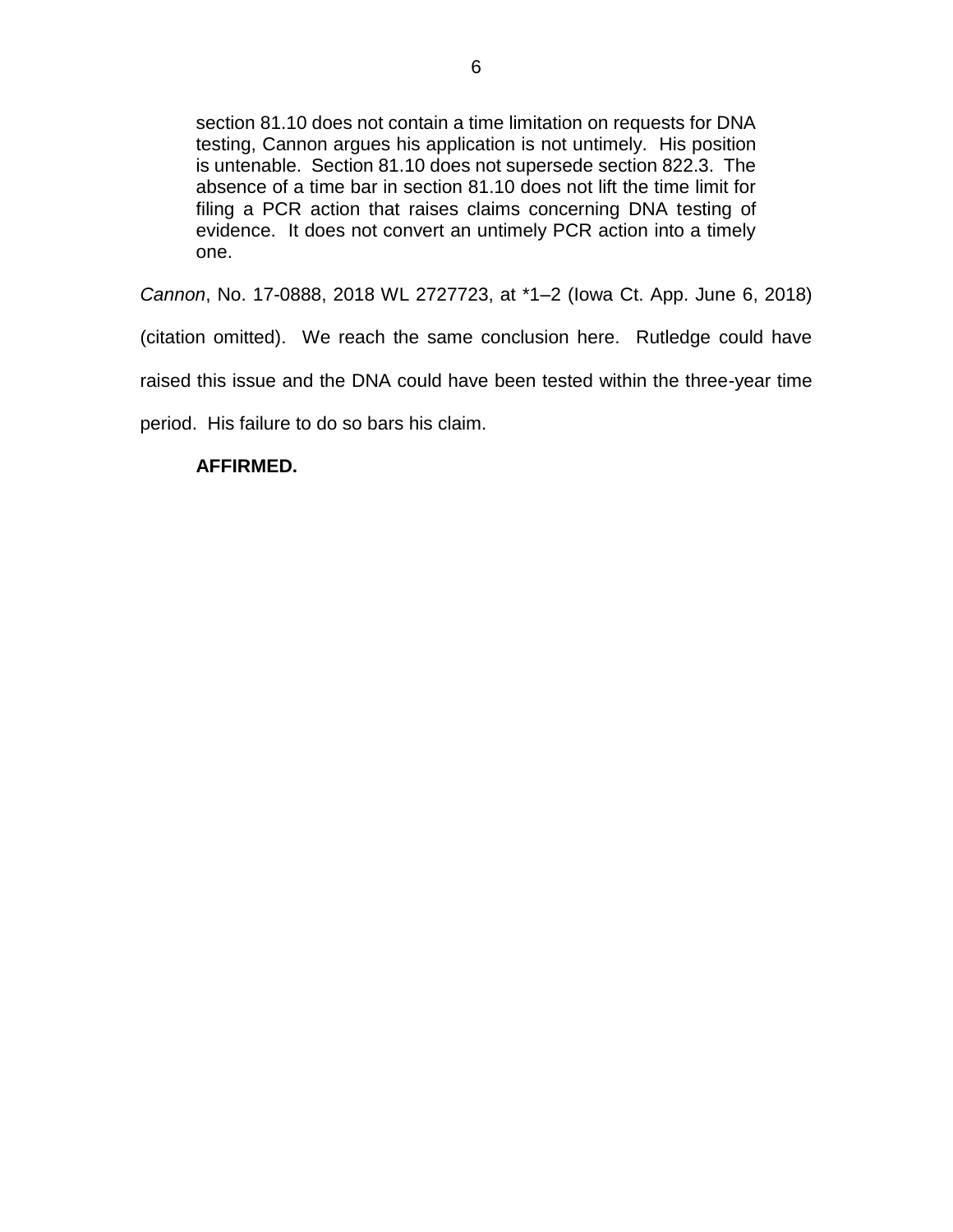> section 81.10 does not contain a time limitation on requests for DNA testing, Cannon argues his application is not untimely. His position is untenable. Section 81.10 does not supersede section 822.3. The absence of a time bar in section 81.10 does not lift the time limit for filing a PCR action that raises claims concerning DNA testing of evidence. It does not convert an untimely PCR action into a timely one.

*Cannon*, No. 17-0888, 2018 WL 2727723, at *1–2 (Iowa Ct. App. June 6, 2018) (citation omitted). We reach the same conclusion here. Rutledge could have raised this issue and the DNA could have been tested within the three-year time period. His failure to do so bars his claim.

**AFFIRMED.**